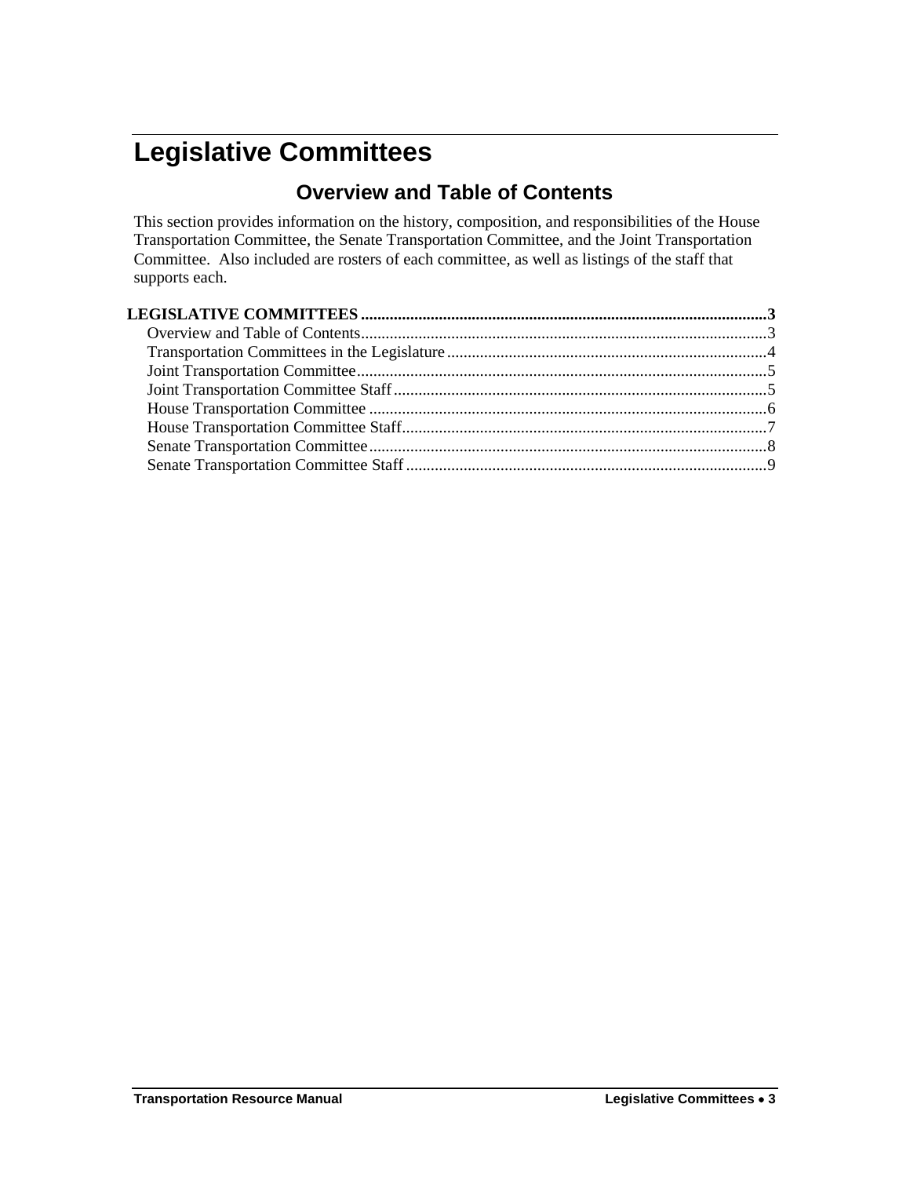# Legislative Committees

## Overview and Table of Contents

This section provides information on the history, composition, and responsibilities of the House Transportation Committee, the Senate Transportation Committee, and the Joint Transportation Committee. Also included are rosters of each committee, as well as listings of the staff that supports each.

**LEGISLATIVE COMMITTEES .................................................................................................3**

- Overview and Table of Contents..................................................................................................3
- Transportation Committees in the Legislature.............................................................................4
- Joint Transportation Committee...................................................................................................5
- Joint Transportation Committee Staff..........................................................................................5
- House Transportation Committee ................................................................................................6
- House Transportation Committee Staff........................................................................................7
- Senate Transportation Committee................................................................................................8
- Senate Transportation Committee Staff .......................................................................................9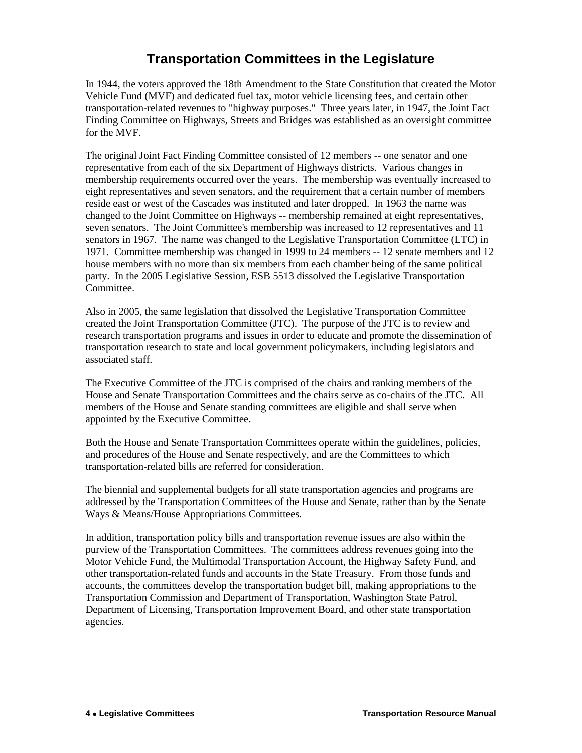# Transportation Committees in the Legislature

In 1944, the voters approved the 18th Amendment to the State Constitution that created the Motor Vehicle Fund (MVF) and dedicated fuel tax, motor vehicle licensing fees, and certain other transportation-related revenues to "highway purposes." Three years later, in 1947, the Joint Fact Finding Committee on Highways, Streets and Bridges was established as an oversight committee for the MVF.

The original Joint Fact Finding Committee consisted of 12 members -- one senator and one representative from each of the six Department of Highways districts. Various changes in membership requirements occurred over the years. The membership was eventually increased to eight representatives and seven senators, and the requirement that a certain number of members reside east or west of the Cascades was instituted and later dropped. In 1963 the name was changed to the Joint Committee on Highways -- membership remained at eight representatives, seven senators. The Joint Committee's membership was increased to 12 representatives and 11 senators in 1967. The name was changed to the Legislative Transportation Committee (LTC) in 1971. Committee membership was changed in 1999 to 24 members -- 12 senate members and 12 house members with no more than six members from each chamber being of the same political party. In the 2005 Legislative Session, ESB 5513 dissolved the Legislative Transportation Committee.

Also in 2005, the same legislation that dissolved the Legislative Transportation Committee created the Joint Transportation Committee (JTC). The purpose of the JTC is to review and research transportation programs and issues in order to educate and promote the dissemination of transportation research to state and local government policymakers, including legislators and associated staff.

The Executive Committee of the JTC is comprised of the chairs and ranking members of the House and Senate Transportation Committees and the chairs serve as co-chairs of the JTC. All members of the House and Senate standing committees are eligible and shall serve when appointed by the Executive Committee.

Both the House and Senate Transportation Committees operate within the guidelines, policies, and procedures of the House and Senate respectively, and are the Committees to which transportation-related bills are referred for consideration.

The biennial and supplemental budgets for all state transportation agencies and programs are addressed by the Transportation Committees of the House and Senate, rather than by the Senate Ways & Means/House Appropriations Committees.

In addition, transportation policy bills and transportation revenue issues are also within the purview of the Transportation Committees. The committees address revenues going into the Motor Vehicle Fund, the Multimodal Transportation Account, the Highway Safety Fund, and other transportation-related funds and accounts in the State Treasury. From those funds and accounts, the committees develop the transportation budget bill, making appropriations to the Transportation Commission and Department of Transportation, Washington State Patrol, Department of Licensing, Transportation Improvement Board, and other state transportation agencies.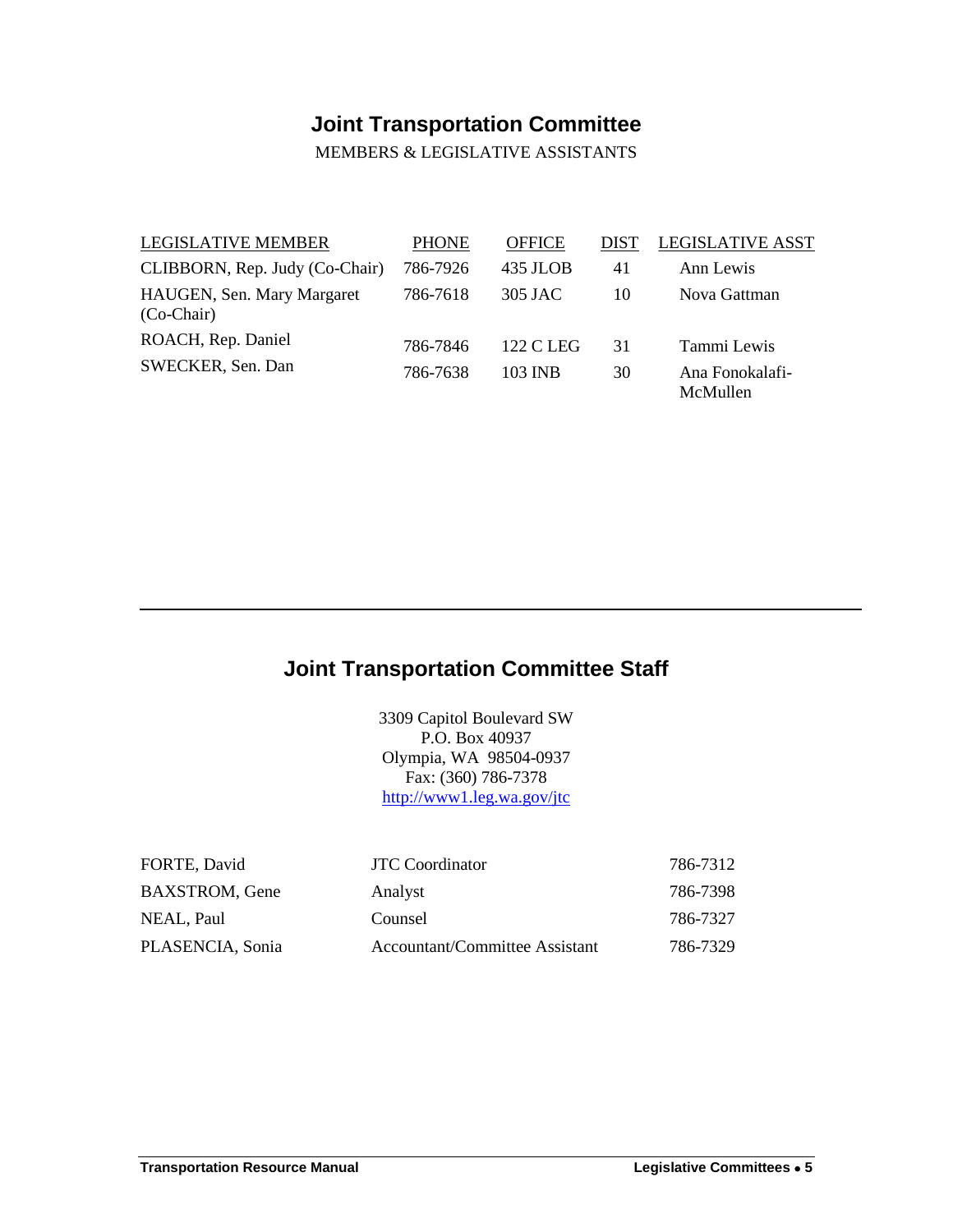## Joint Transportation Committee

MEMBERS & LEGISLATIVE ASSISTANTS

| LEGISLATIVE MEMBER | PHONE | OFFICE | DIST | LEGISLATIVE ASST |
|---|---|---|---|---|
| CLIBBORN, Rep. Judy (Co-Chair) | 786-7926 | 435 JLOB | 41 | Ann Lewis |
| HAUGEN, Sen. Mary Margaret (Co-Chair) | 786-7618 | 305 JAC | 10 | Nova Gattman |
| ROACH, Rep. Daniel | 786-7846 | 122 C LEG | 31 | Tammi Lewis |
| SWECKER, Sen. Dan | 786-7638 | 103 INB | 30 | Ana Fonokalafi-McMullen |

---

## Joint Transportation Committee Staff

3309 Capitol Boulevard SW
P.O. Box 40937
Olympia, WA 98504-0937
Fax: (360) 786-7378
http://www1.leg.wa.gov/jtc

| | | |
|---|---|---|
| FORTE, David | JTC Coordinator | 786-7312 |
| BAXSTROM, Gene | Analyst | 786-7398 |
| NEAL, Paul | Counsel | 786-7327 |
| PLASENCIA, Sonia | Accountant/Committee Assistant | 786-7329 |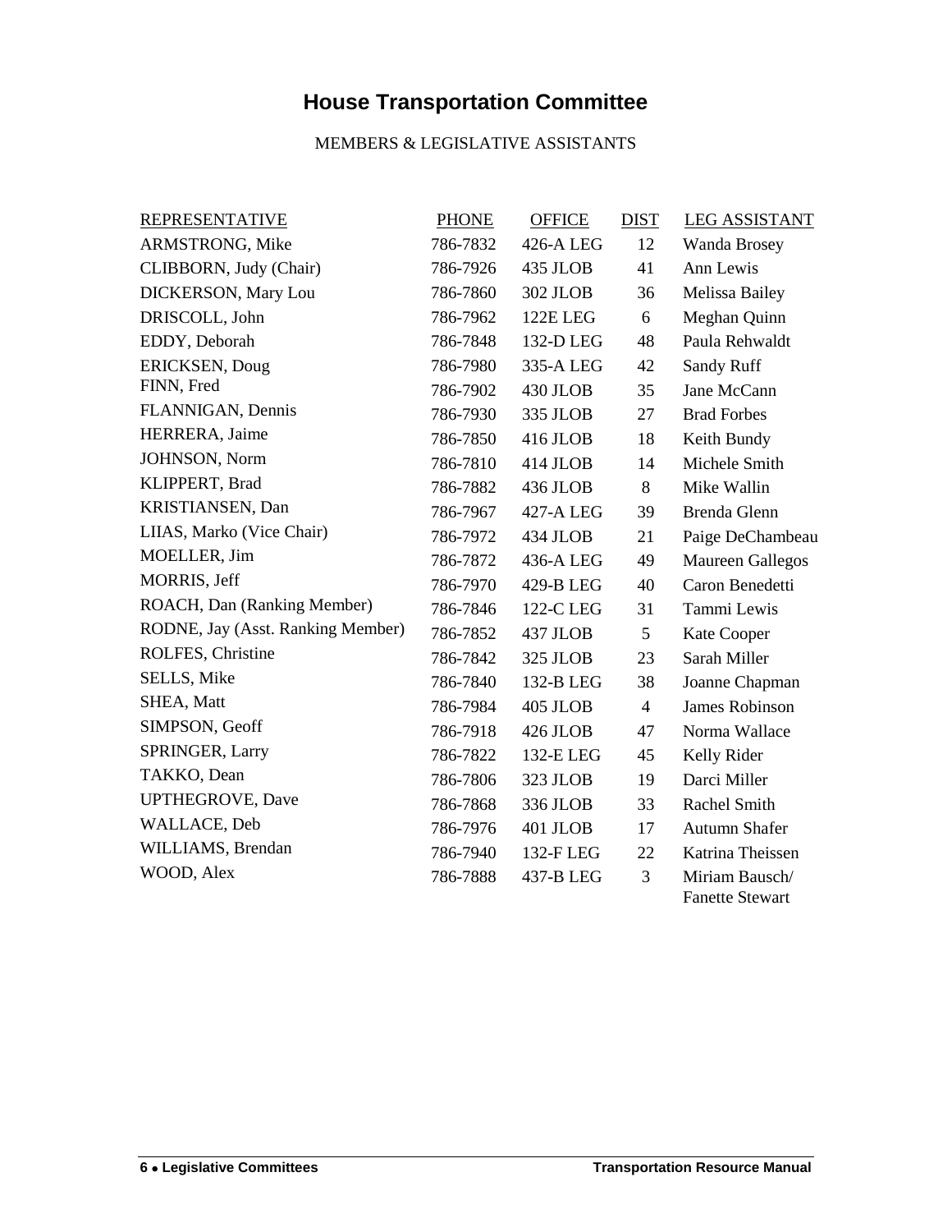# House Transportation Committee

MEMBERS & LEGISLATIVE ASSISTANTS

| REPRESENTATIVE | PHONE | OFFICE | DIST | LEG ASSISTANT |
|---|---|---|---|---|
| ARMSTRONG, Mike | 786-7832 | 426-A LEG | 12 | Wanda Brosey |
| CLIBBORN, Judy (Chair) | 786-7926 | 435 JLOB | 41 | Ann Lewis |
| DICKERSON, Mary Lou | 786-7860 | 302 JLOB | 36 | Melissa Bailey |
| DRISCOLL, John | 786-7962 | 122E LEG | 6 | Meghan Quinn |
| EDDY, Deborah | 786-7848 | 132-D LEG | 48 | Paula Rehwaldt |
| ERICKSEN, Doug | 786-7980 | 335-A LEG | 42 | Sandy Ruff |
| FINN, Fred | 786-7902 | 430 JLOB | 35 | Jane McCann |
| FLANNIGAN, Dennis | 786-7930 | 335 JLOB | 27 | Brad Forbes |
| HERRERA, Jaime | 786-7850 | 416 JLOB | 18 | Keith Bundy |
| JOHNSON, Norm | 786-7810 | 414 JLOB | 14 | Michele Smith |
| KLIPPERT, Brad | 786-7882 | 436 JLOB | 8 | Mike Wallin |
| KRISTIANSEN, Dan | 786-7967 | 427-A LEG | 39 | Brenda Glenn |
| LIIAS, Marko (Vice Chair) | 786-7972 | 434 JLOB | 21 | Paige DeChambeau |
| MOELLER, Jim | 786-7872 | 436-A LEG | 49 | Maureen Gallegos |
| MORRIS, Jeff | 786-7970 | 429-B LEG | 40 | Caron Benedetti |
| ROACH, Dan (Ranking Member) | 786-7846 | 122-C LEG | 31 | Tammi Lewis |
| RODNE, Jay (Asst. Ranking Member) | 786-7852 | 437 JLOB | 5 | Kate Cooper |
| ROLFES, Christine | 786-7842 | 325 JLOB | 23 | Sarah Miller |
| SELLS, Mike | 786-7840 | 132-B LEG | 38 | Joanne Chapman |
| SHEA, Matt | 786-7984 | 405 JLOB | 4 | James Robinson |
| SIMPSON, Geoff | 786-7918 | 426 JLOB | 47 | Norma Wallace |
| SPRINGER, Larry | 786-7822 | 132-E LEG | 45 | Kelly Rider |
| TAKKO, Dean | 786-7806 | 323 JLOB | 19 | Darci Miller |
| UPTHEGROVE, Dave | 786-7868 | 336 JLOB | 33 | Rachel Smith |
| WALLACE, Deb | 786-7976 | 401 JLOB | 17 | Autumn Shafer |
| WILLIAMS, Brendan | 786-7940 | 132-F LEG | 22 | Katrina Theissen |
| WOOD, Alex | 786-7888 | 437-B LEG | 3 | Miriam Bausch/ Fanette Stewart |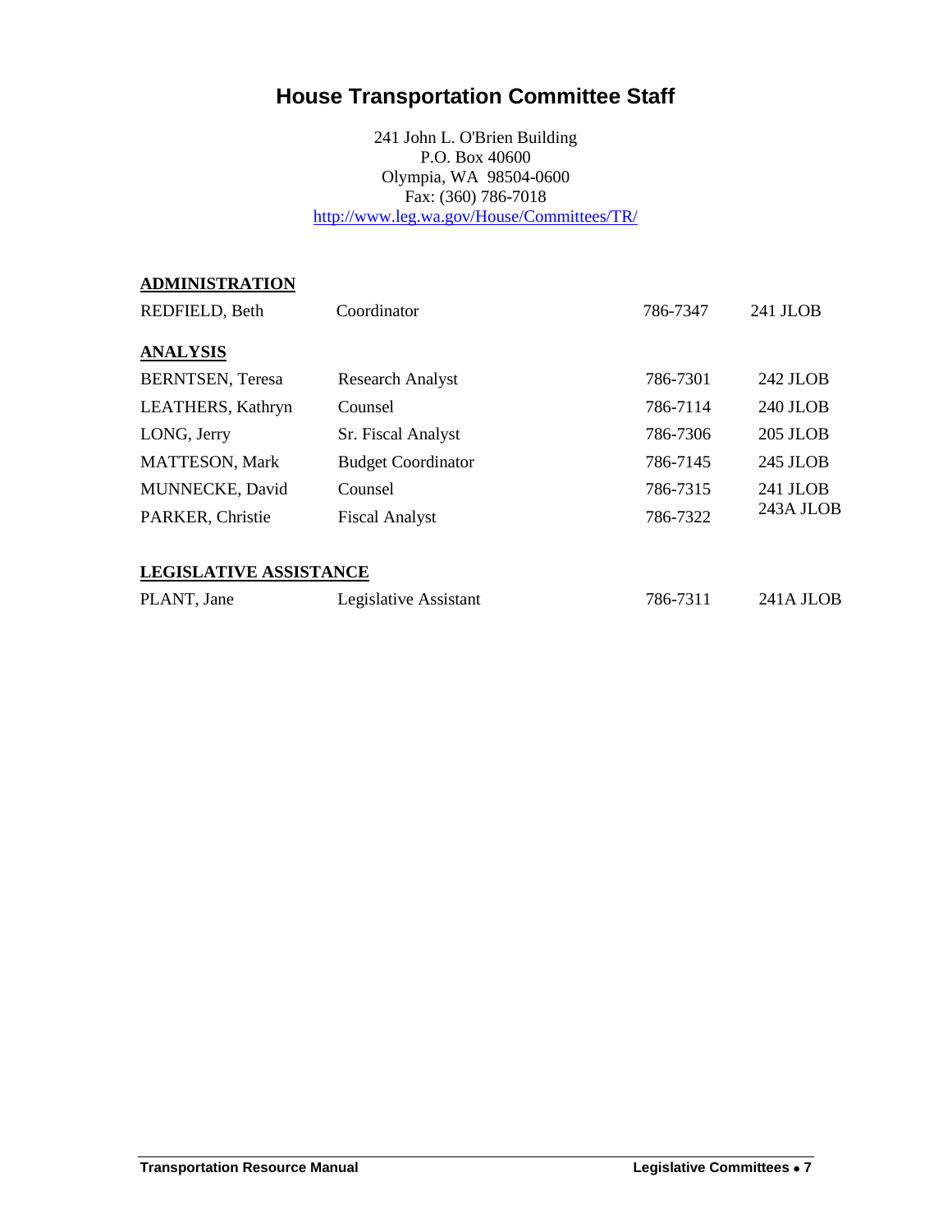# House Transportation Committee Staff

241 John L. O'Brien Building
P.O. Box 40600
Olympia, WA 98504-0600
Fax: (360) 786-7018
http://www.leg.wa.gov/House/Committees/TR/

**ADMINISTRATION**

| | | | |
|---|---|---|---|
| REDFIELD, Beth | Coordinator | 786-7347 | 241 JLOB |

**ANALYSIS**

| | | | |
|---|---|---|---|
| BERNTSEN, Teresa | Research Analyst | 786-7301 | 242 JLOB |
| LEATHERS, Kathryn | Counsel | 786-7114 | 240 JLOB |
| LONG, Jerry | Sr. Fiscal Analyst | 786-7306 | 205 JLOB |
| MATTESON, Mark | Budget Coordinator | 786-7145 | 245 JLOB |
| MUNNECKE, David | Counsel | 786-7315 | 241 JLOB |
| PARKER, Christie | Fiscal Analyst | 786-7322 | 243A JLOB |

**LEGISLATIVE ASSISTANCE**

| | | | |
|---|---|---|---|
| PLANT, Jane | Legislative Assistant | 786-7311 | 241A JLOB |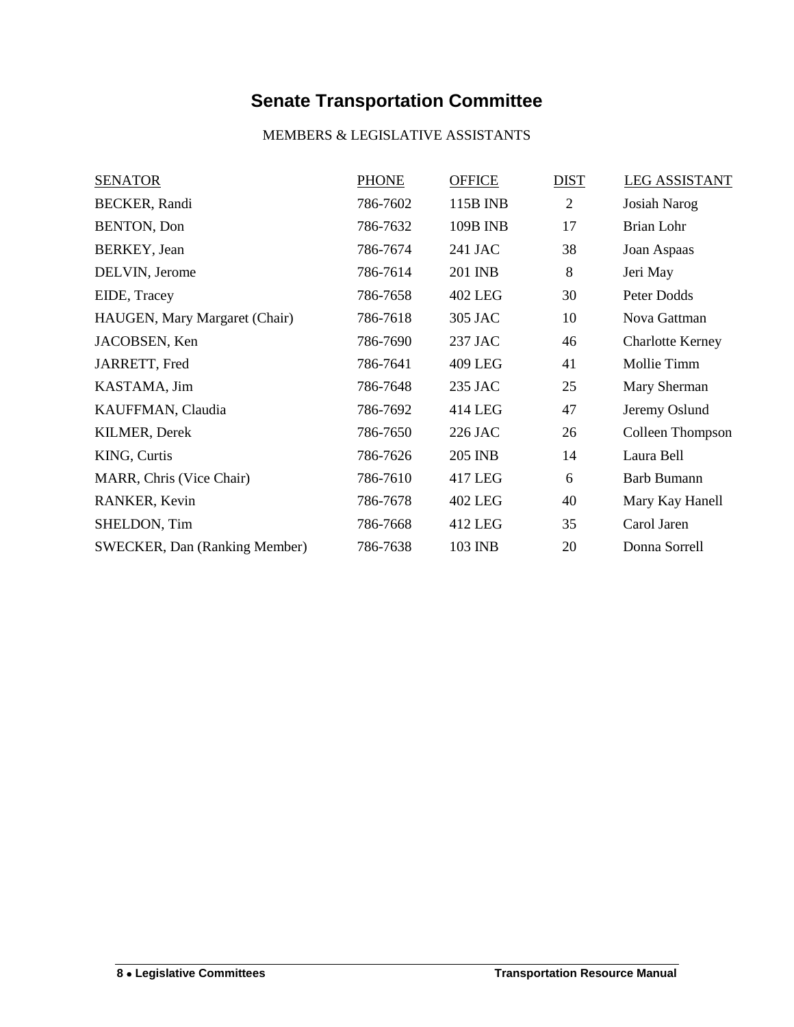# Senate Transportation Committee

MEMBERS & LEGISLATIVE ASSISTANTS

| SENATOR | PHONE | OFFICE | DIST | LEG ASSISTANT |
|---|---|---|---|---|
| BECKER, Randi | 786-7602 | 115B INB | 2 | Josiah Narog |
| BENTON, Don | 786-7632 | 109B INB | 17 | Brian Lohr |
| BERKEY, Jean | 786-7674 | 241 JAC | 38 | Joan Aspaas |
| DELVIN, Jerome | 786-7614 | 201 INB | 8 | Jeri May |
| EIDE, Tracey | 786-7658 | 402 LEG | 30 | Peter Dodds |
| HAUGEN, Mary Margaret (Chair) | 786-7618 | 305 JAC | 10 | Nova Gattman |
| JACOBSEN, Ken | 786-7690 | 237 JAC | 46 | Charlotte Kerney |
| JARRETT, Fred | 786-7641 | 409 LEG | 41 | Mollie Timm |
| KASTAMA, Jim | 786-7648 | 235 JAC | 25 | Mary Sherman |
| KAUFFMAN, Claudia | 786-7692 | 414 LEG | 47 | Jeremy Oslund |
| KILMER, Derek | 786-7650 | 226 JAC | 26 | Colleen Thompson |
| KING, Curtis | 786-7626 | 205 INB | 14 | Laura Bell |
| MARR, Chris (Vice Chair) | 786-7610 | 417 LEG | 6 | Barb Bumann |
| RANKER, Kevin | 786-7678 | 402 LEG | 40 | Mary Kay Hanell |
| SHELDON, Tim | 786-7668 | 412 LEG | 35 | Carol Jaren |
| SWECKER, Dan (Ranking Member) | 786-7638 | 103 INB | 20 | Donna Sorrell |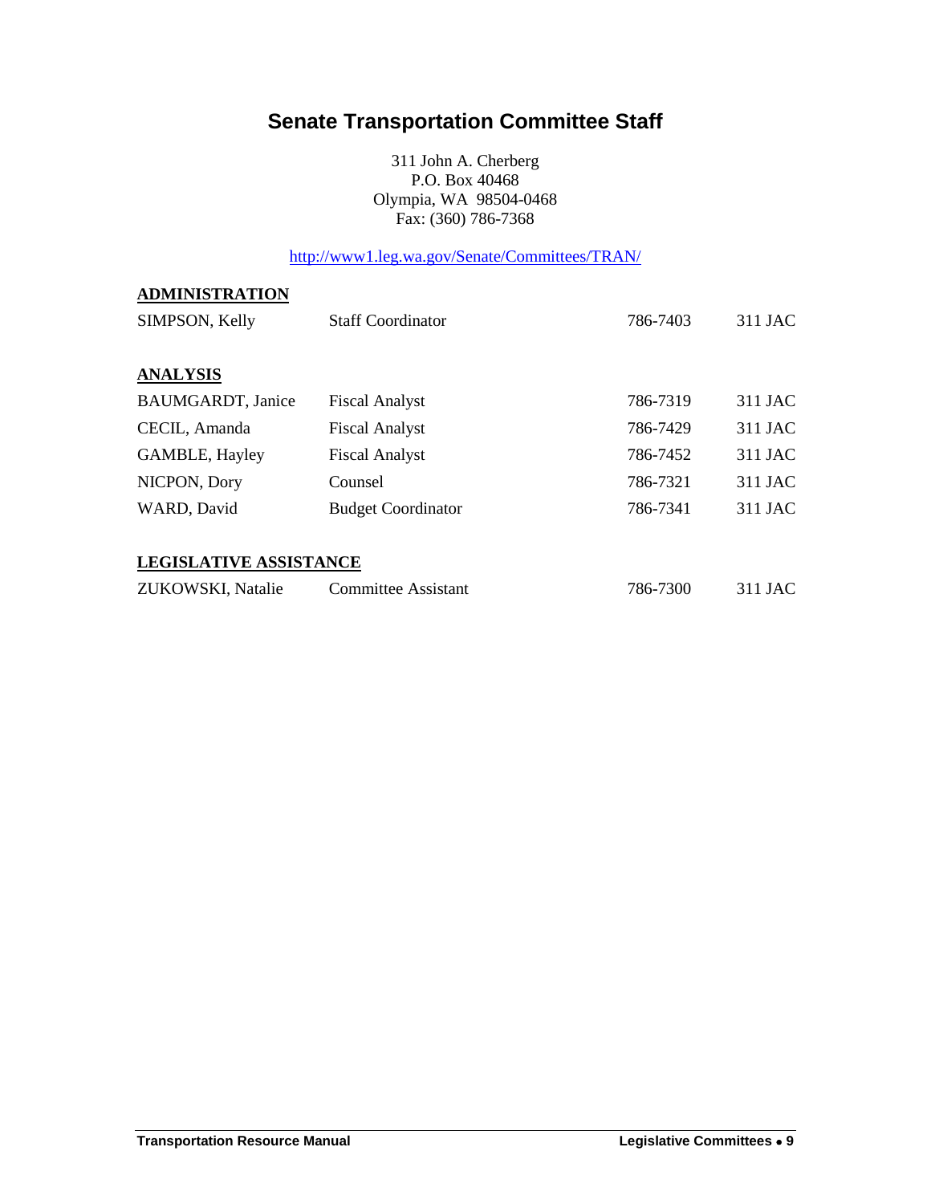# Senate Transportation Committee Staff

311 John A. Cherberg
P.O. Box 40468
Olympia, WA 98504-0468
Fax: (360) 786-7368

http://www1.leg.wa.gov/Senate/Committees/TRAN/

**ADMINISTRATION**

| | | | |
|---|---|---|---|
| SIMPSON, Kelly | Staff Coordinator | 786-7403 | 311 JAC |

**ANALYSIS**

| | | | |
|---|---|---|---|
| BAUMGARDT, Janice | Fiscal Analyst | 786-7319 | 311 JAC |
| CECIL, Amanda | Fiscal Analyst | 786-7429 | 311 JAC |
| GAMBLE, Hayley | Fiscal Analyst | 786-7452 | 311 JAC |
| NICPON, Dory | Counsel | 786-7321 | 311 JAC |
| WARD, David | Budget Coordinator | 786-7341 | 311 JAC |

**LEGISLATIVE ASSISTANCE**

| | | | |
|---|---|---|---|
| ZUKOWSKI, Natalie | Committee Assistant | 786-7300 | 311 JAC |